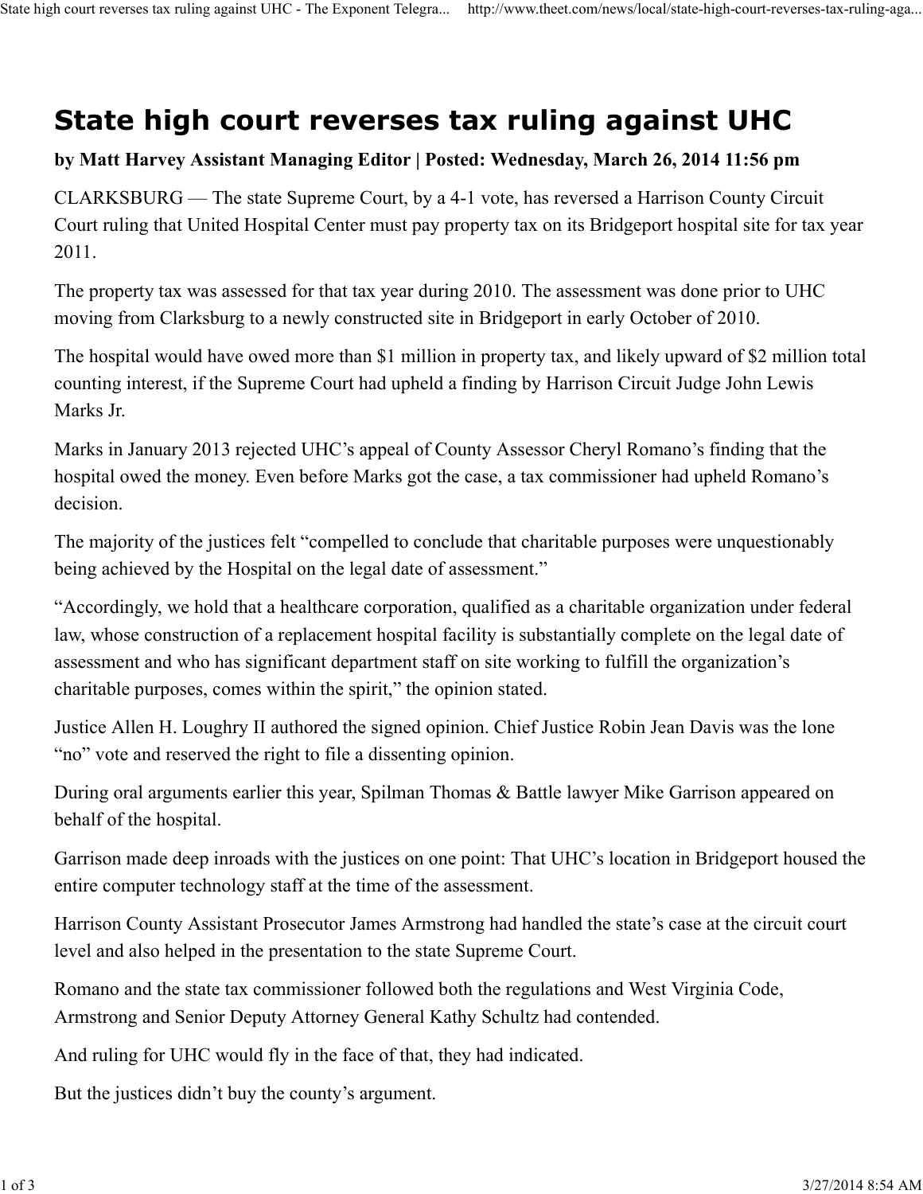# State high court reverses tax ruling against UHC

**by Matt Harvey Assistant Managing Editor | Posted: Wednesday, March 26, 2014 11:56 pm**

CLARKSBURG — The state Supreme Court, by a 4-1 vote, has reversed a Harrison County Circuit Court ruling that United Hospital Center must pay property tax on its Bridgeport hospital site for tax year 2011.

The property tax was assessed for that tax year during 2010. The assessment was done prior to UHC moving from Clarksburg to a newly constructed site in Bridgeport in early October of 2010.

The hospital would have owed more than $1 million in property tax, and likely upward of $2 million total counting interest, if the Supreme Court had upheld a finding by Harrison Circuit Judge John Lewis Marks Jr.

Marks in January 2013 rejected UHC's appeal of County Assessor Cheryl Romano's finding that the hospital owed the money. Even before Marks got the case, a tax commissioner had upheld Romano's decision.

The majority of the justices felt "compelled to conclude that charitable purposes were unquestionably being achieved by the Hospital on the legal date of assessment."

"Accordingly, we hold that a healthcare corporation, qualified as a charitable organization under federal law, whose construction of a replacement hospital facility is substantially complete on the legal date of assessment and who has significant department staff on site working to fulfill the organization's charitable purposes, comes within the spirit," the opinion stated.

Justice Allen H. Loughry II authored the signed opinion. Chief Justice Robin Jean Davis was the lone "no" vote and reserved the right to file a dissenting opinion.

During oral arguments earlier this year, Spilman Thomas & Battle lawyer Mike Garrison appeared on behalf of the hospital.

Garrison made deep inroads with the justices on one point: That UHC's location in Bridgeport housed the entire computer technology staff at the time of the assessment.

Harrison County Assistant Prosecutor James Armstrong had handled the state's case at the circuit court level and also helped in the presentation to the state Supreme Court.

Romano and the state tax commissioner followed both the regulations and West Virginia Code, Armstrong and Senior Deputy Attorney General Kathy Schultz had contended.

And ruling for UHC would fly in the face of that, they had indicated.

But the justices didn't buy the county's argument.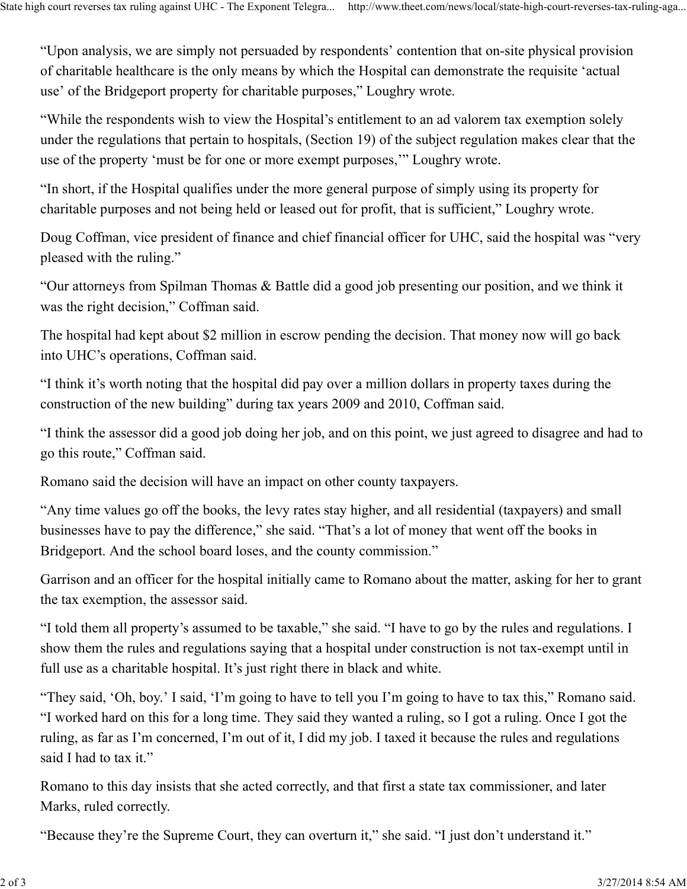"Upon analysis, we are simply not persuaded by respondents' contention that on-site physical provision of charitable healthcare is the only means by which the Hospital can demonstrate the requisite 'actual use' of the Bridgeport property for charitable purposes," Loughry wrote.

"While the respondents wish to view the Hospital's entitlement to an ad valorem tax exemption solely under the regulations that pertain to hospitals, (Section 19) of the subject regulation makes clear that the use of the property 'must be for one or more exempt purposes,'" Loughry wrote.

"In short, if the Hospital qualifies under the more general purpose of simply using its property for charitable purposes and not being held or leased out for profit, that is sufficient," Loughry wrote.

Doug Coffman, vice president of finance and chief financial officer for UHC, said the hospital was "very pleased with the ruling."

"Our attorneys from Spilman Thomas & Battle did a good job presenting our position, and we think it was the right decision," Coffman said.

The hospital had kept about $2 million in escrow pending the decision. That money now will go back into UHC's operations, Coffman said.

"I think it's worth noting that the hospital did pay over a million dollars in property taxes during the construction of the new building" during tax years 2009 and 2010, Coffman said.

"I think the assessor did a good job doing her job, and on this point, we just agreed to disagree and had to go this route," Coffman said.

Romano said the decision will have an impact on other county taxpayers.

"Any time values go off the books, the levy rates stay higher, and all residential (taxpayers) and small businesses have to pay the difference," she said. "That's a lot of money that went off the books in Bridgeport. And the school board loses, and the county commission."

Garrison and an officer for the hospital initially came to Romano about the matter, asking for her to grant the tax exemption, the assessor said.

"I told them all property's assumed to be taxable," she said. "I have to go by the rules and regulations. I show them the rules and regulations saying that a hospital under construction is not tax-exempt until in full use as a charitable hospital. It's just right there in black and white.

"They said, 'Oh, boy.' I said, 'I'm going to have to tell you I'm going to have to tax this," Romano said. "I worked hard on this for a long time. They said they wanted a ruling, so I got a ruling. Once I got the ruling, as far as I'm concerned, I'm out of it, I did my job. I taxed it because the rules and regulations said I had to tax it."

Romano to this day insists that she acted correctly, and that first a state tax commissioner, and later Marks, ruled correctly.

"Because they're the Supreme Court, they can overturn it," she said. "I just don't understand it."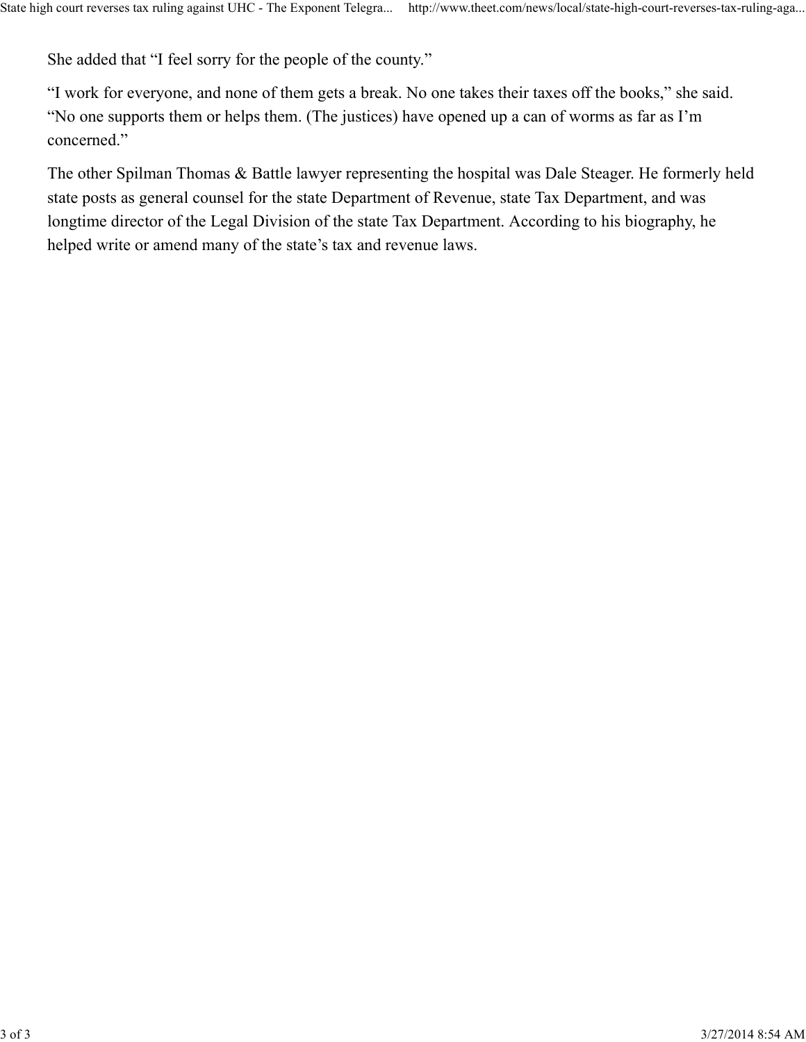She added that "I feel sorry for the people of the county."

"I work for everyone, and none of them gets a break. No one takes their taxes off the books," she said. "No one supports them or helps them. (The justices) have opened up a can of worms as far as I'm concerned."

The other Spilman Thomas & Battle lawyer representing the hospital was Dale Steager. He formerly held state posts as general counsel for the state Department of Revenue, state Tax Department, and was longtime director of the Legal Division of the state Tax Department. According to his biography, he helped write or amend many of the state's tax and revenue laws.